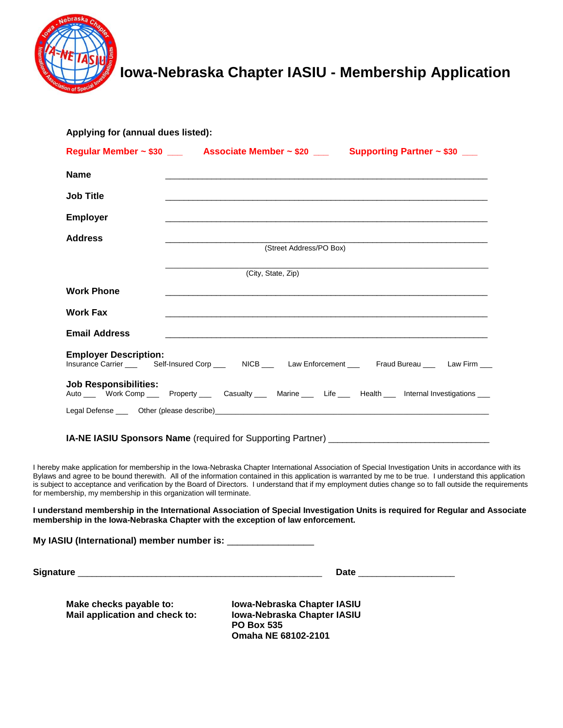# Iowa-Nebraska Chapter IASIU - Membership Application

**Applying for (annual dues listed):**

**Regular Member ~ $30** ___ **Associate Member ~ $20** ___ **Supporting Partner ~ $30** ___

**Name** ______________________________________________________________

**Job Title** ______________________________________________________________

**Employer** ______________________________________________________________

**Address** ______________________________________________________________

(Street Address/PO Box)

______________________________________________________________

(City, State, Zip)

**Work Phone** ______________________________________________________________

**Work Fax** ______________________________________________________________

**Email Address** ______________________________________________________________

**Employer Description:**
Insurance Carrier ___ Self-Insured Corp ___ NICB ___ Law Enforcement ___ Fraud Bureau ___ Law Firm ___

**Job Responsibilities:**
Auto ___ Work Comp ___ Property ___ Casualty ___ Marine ___ Life ___ Health ___ Internal Investigations ___

Legal Defense ___ Other (please describe)______________________________________________________________

**IA-NE IASIU Sponsors Name** (required for Supporting Partner) ______________________________

I hereby make application for membership in the Iowa-Nebraska Chapter International Association of Special Investigation Units in accordance with its Bylaws and agree to be bound therewith. All of the information contained in this application is warranted by me to be true. I understand this application is subject to acceptance and verification by the Board of Directors. I understand that if my employment duties change so to fall outside the requirements for membership, my membership in this organization will terminate.

**I understand membership in the International Association of Special Investigation Units is required for Regular and Associate membership in the Iowa-Nebraska Chapter with the exception of law enforcement.**

**My IASIU (International) member number is:** ________________

**Signature** ______________________________________________ **Date** __________________

**Make checks payable to:** **Iowa-Nebraska Chapter IASIU**

**Mail application and check to:** **Iowa-Nebraska Chapter IASIU**
**PO Box 535**
**Omaha NE 68102-2101**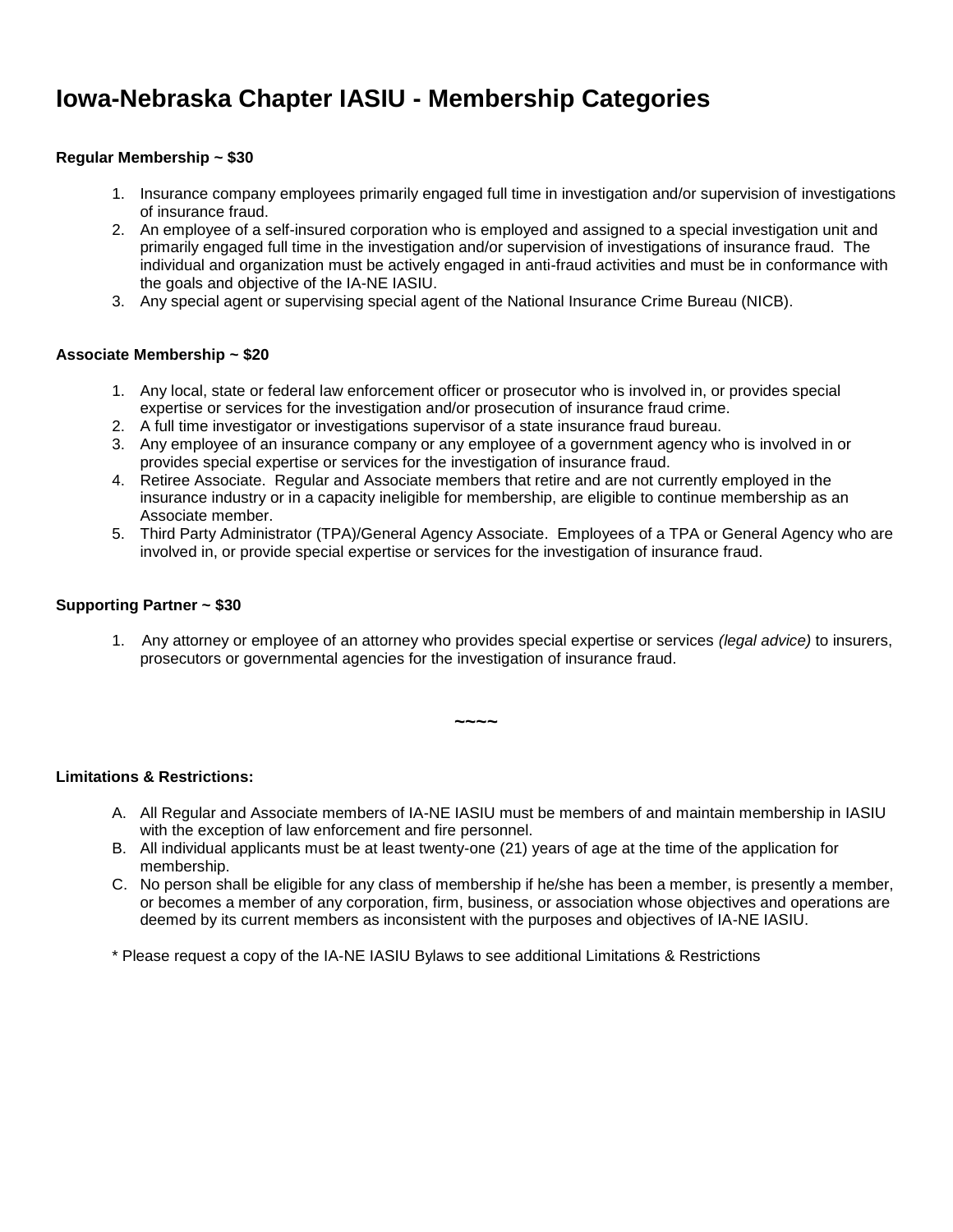# Iowa-Nebraska Chapter IASIU - Membership Categories

**Regular Membership ~ $30**

1. Insurance company employees primarily engaged full time in investigation and/or supervision of investigations of insurance fraud.
2. An employee of a self-insured corporation who is employed and assigned to a special investigation unit and primarily engaged full time in the investigation and/or supervision of investigations of insurance fraud. The individual and organization must be actively engaged in anti-fraud activities and must be in conformance with the goals and objective of the IA-NE IASIU.
3. Any special agent or supervising special agent of the National Insurance Crime Bureau (NICB).

**Associate Membership ~ $20**

1. Any local, state or federal law enforcement officer or prosecutor who is involved in, or provides special expertise or services for the investigation and/or prosecution of insurance fraud crime.
2. A full time investigator or investigations supervisor of a state insurance fraud bureau.
3. Any employee of an insurance company or any employee of a government agency who is involved in or provides special expertise or services for the investigation of insurance fraud.
4. Retiree Associate. Regular and Associate members that retire and are not currently employed in the insurance industry or in a capacity ineligible for membership, are eligible to continue membership as an Associate member.
5. Third Party Administrator (TPA)/General Agency Associate. Employees of a TPA or General Agency who are involved in, or provide special expertise or services for the investigation of insurance fraud.

**Supporting Partner ~ $30**

1. Any attorney or employee of an attorney who provides special expertise or services *(legal advice)* to insurers, prosecutors or governmental agencies for the investigation of insurance fraud.

~~~~

**Limitations & Restrictions:**

A. All Regular and Associate members of IA-NE IASIU must be members of and maintain membership in IASIU with the exception of law enforcement and fire personnel.
B. All individual applicants must be at least twenty-one (21) years of age at the time of the application for membership.
C. No person shall be eligible for any class of membership if he/she has been a member, is presently a member, or becomes a member of any corporation, firm, business, or association whose objectives and operations are deemed by its current members as inconsistent with the purposes and objectives of IA-NE IASIU.

* Please request a copy of the IA-NE IASIU Bylaws to see additional Limitations & Restrictions